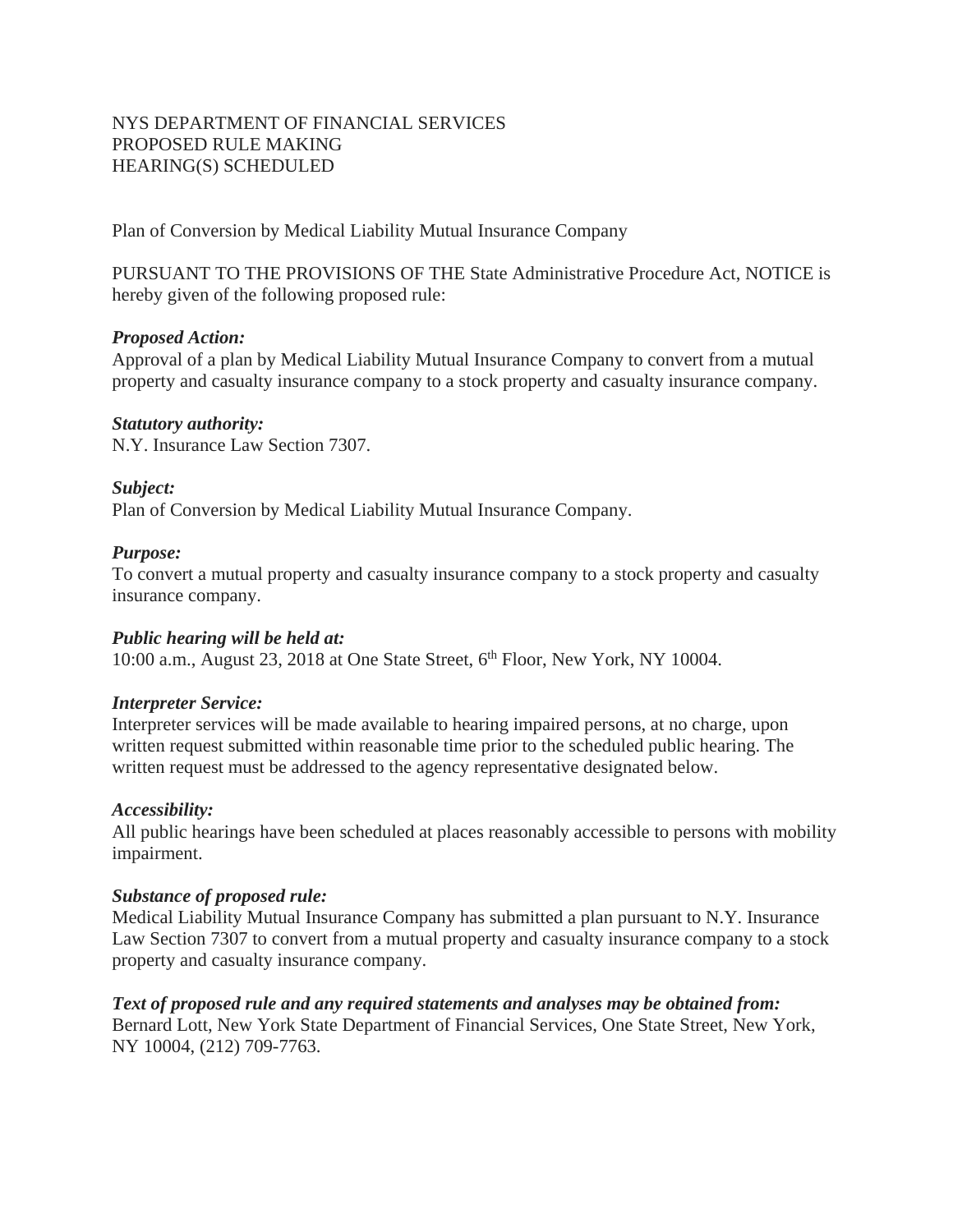NYS DEPARTMENT OF FINANCIAL SERVICES
PROPOSED RULE MAKING
HEARING(S) SCHEDULED

Plan of Conversion by Medical Liability Mutual Insurance Company

PURSUANT TO THE PROVISIONS OF THE State Administrative Procedure Act, NOTICE is hereby given of the following proposed rule:

***Proposed Action:***
Approval of a plan by Medical Liability Mutual Insurance Company to convert from a mutual property and casualty insurance company to a stock property and casualty insurance company.

***Statutory authority:***
N.Y. Insurance Law Section 7307.

***Subject:***
Plan of Conversion by Medical Liability Mutual Insurance Company.

***Purpose:***
To convert a mutual property and casualty insurance company to a stock property and casualty insurance company.

***Public hearing will be held at:***
10:00 a.m., August 23, 2018 at One State Street, 6th Floor, New York, NY 10004.

***Interpreter Service:***
Interpreter services will be made available to hearing impaired persons, at no charge, upon written request submitted within reasonable time prior to the scheduled public hearing. The written request must be addressed to the agency representative designated below.

***Accessibility:***
All public hearings have been scheduled at places reasonably accessible to persons with mobility impairment.

***Substance of proposed rule:***
Medical Liability Mutual Insurance Company has submitted a plan pursuant to N.Y. Insurance Law Section 7307 to convert from a mutual property and casualty insurance company to a stock property and casualty insurance company.

***Text of proposed rule and any required statements and analyses may be obtained from:***
Bernard Lott, New York State Department of Financial Services, One State Street, New York, NY 10004, (212) 709-7763.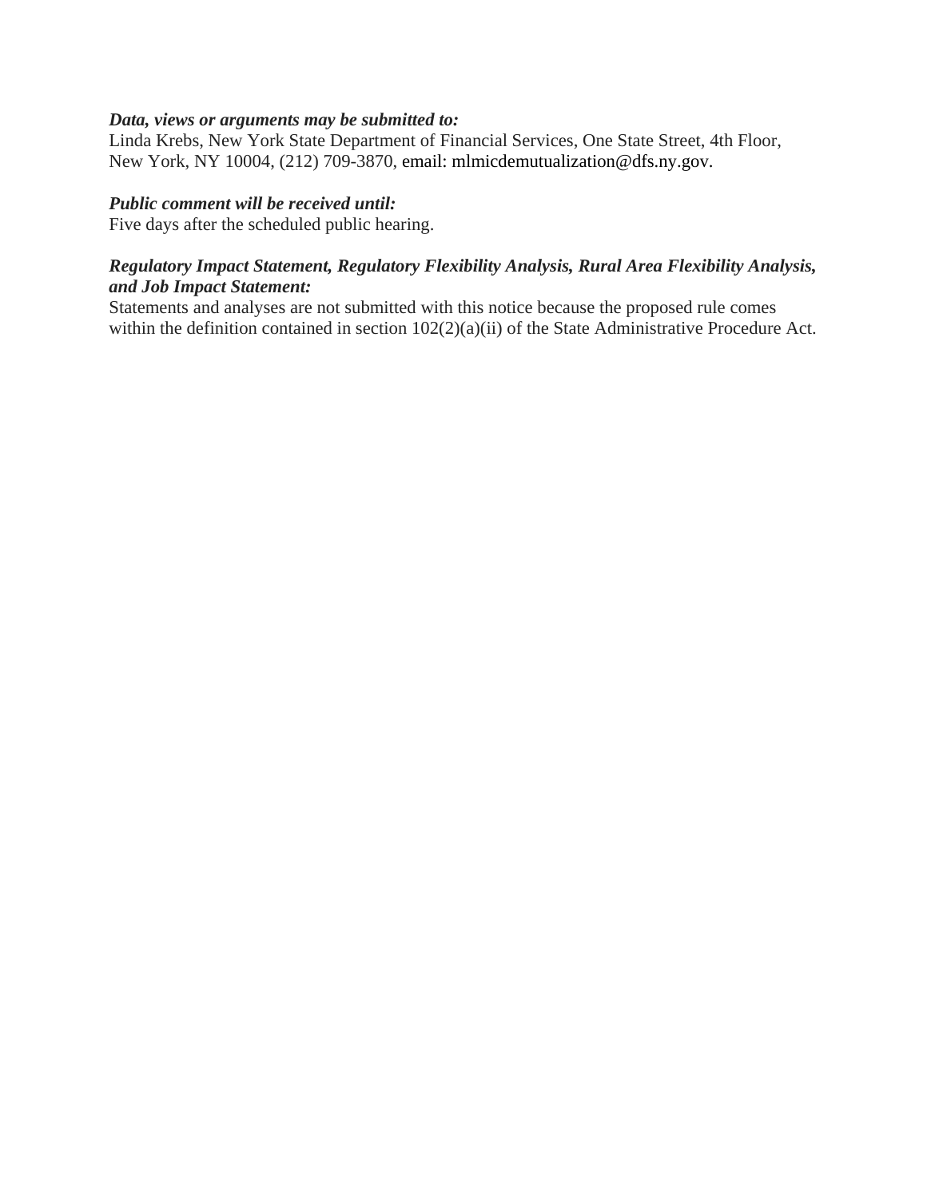***Data, views or arguments may be submitted to:***
Linda Krebs, New York State Department of Financial Services, One State Street, 4th Floor, New York, NY 10004, (212) 709-3870, email: mlmicdemutualization@dfs.ny.gov.

***Public comment will be received until:***
Five days after the scheduled public hearing.

***Regulatory Impact Statement, Regulatory Flexibility Analysis, Rural Area Flexibility Analysis, and Job Impact Statement:***
Statements and analyses are not submitted with this notice because the proposed rule comes within the definition contained in section 102(2)(a)(ii) of the State Administrative Procedure Act.